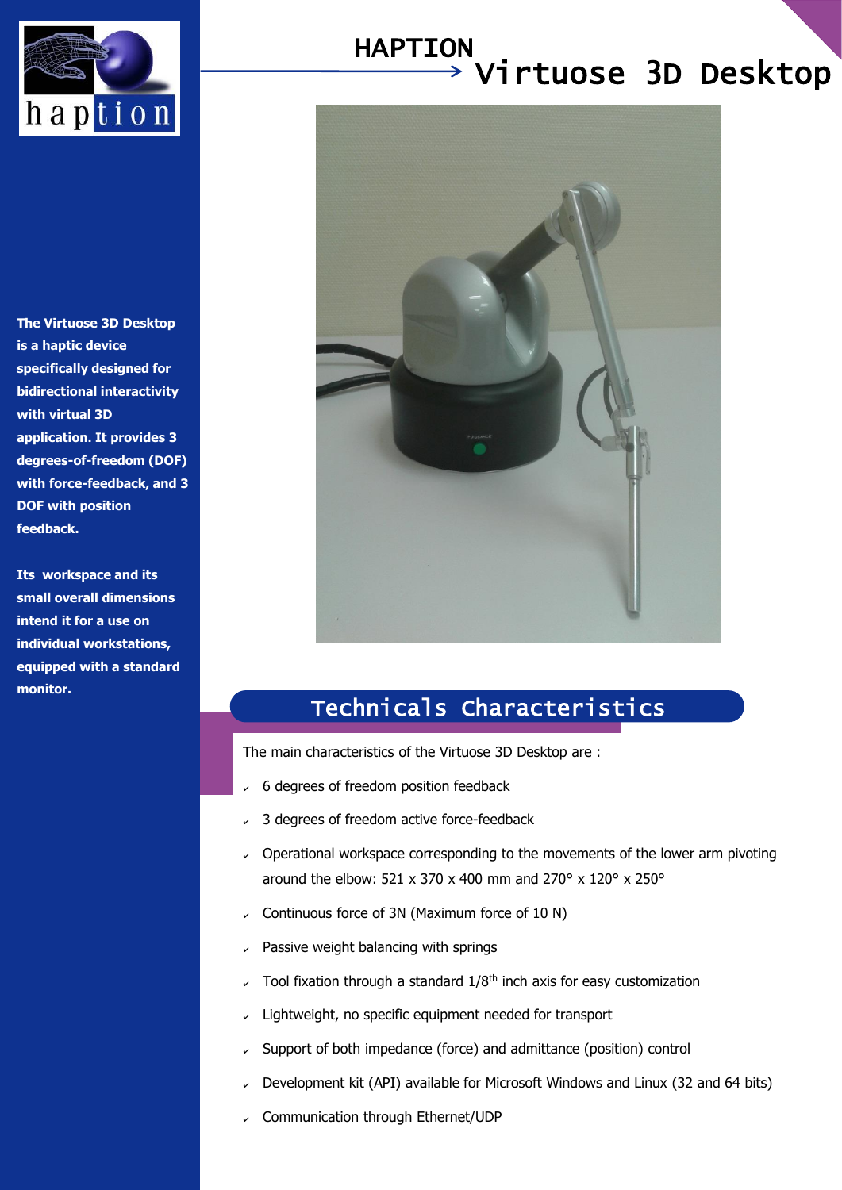# HAPTION Virtuose 3D Desktop

**The Virtuose 3D Desktop is a haptic device specifically designed for bidirectional interactivity with virtual 3D application. It provides 3 degrees-of-freedom (DOF) with force-feedback, and 3 DOF with position feedback.**

**Its workspace and its small overall dimensions intend it for a use on individual workstations, equipped with a standard monitor.**

## Technicals Characteristics

The main characteristics of the Virtuose 3D Desktop are :

- 6 degrees of freedom position feedback
- 3 degrees of freedom active force-feedback
- Operational workspace corresponding to the movements of the lower arm pivoting around the elbow: 521 x 370 x 400 mm and 270° x 120° x 250°
- Continuous force of 3N (Maximum force of 10 N)
- Passive weight balancing with springs
- Tool fixation through a standard 1/8th inch axis for easy customization
- Lightweight, no specific equipment needed for transport
- Support of both impedance (force) and admittance (position) control
- Development kit (API) available for Microsoft Windows and Linux (32 and 64 bits)
- Communication through Ethernet/UDP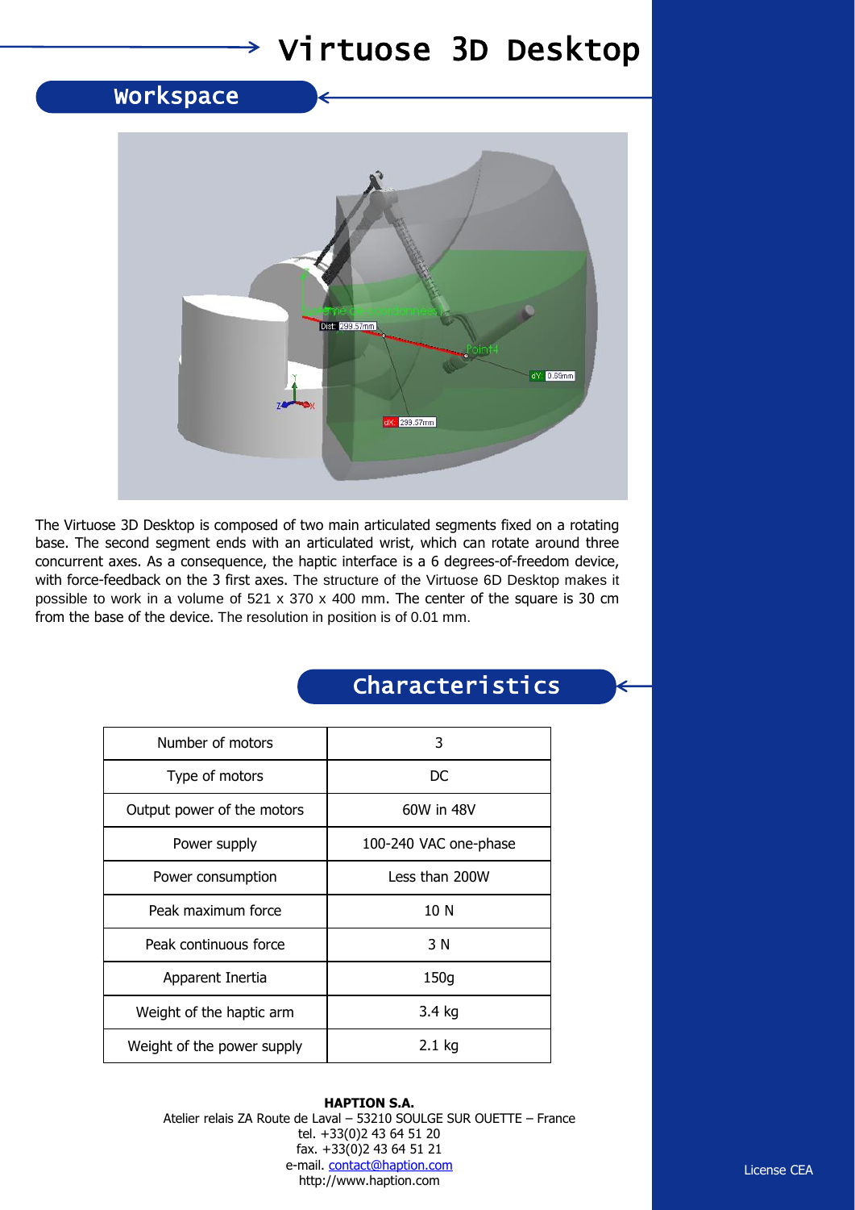# Virtuose 3D Desktop

## Workspace

Dist: 299.57mm

Point4

dY: 0.89mm

dX: 299.57mm

The Virtuose 3D Desktop is composed of two main articulated segments fixed on a rotating base. The second segment ends with an articulated wrist, which can rotate around three concurrent axes. As a consequence, the haptic interface is a 6 degrees-of-freedom device, with force-feedback on the 3 first axes. The structure of the Virtuose 6D Desktop makes it possible to work in a volume of 521 x 370 x 400 mm. The center of the square is 30 cm from the base of the device. The resolution in position is of 0.01 mm.

## Characteristics

| | |
|---|---|
| Number of motors | 3 |
| Type of motors | DC |
| Output power of the motors | 60W in 48V |
| Power supply | 100-240 VAC one-phase |
| Power consumption | Less than 200W |
| Peak maximum force | 10 N |
| Peak continuous force | 3 N |
| Apparent Inertia | 150g |
| Weight of the haptic arm | 3.4 kg |
| Weight of the power supply | 2.1 kg |

**HAPTION S.A.**
Atelier relais ZA Route de Laval – 53210 SOULGE SUR OUETTE – France
tel. +33(0)2 43 64 51 20
fax. +33(0)2 43 64 51 21
e-mail. contact@haption.com
http://www.haption.com

License CEA